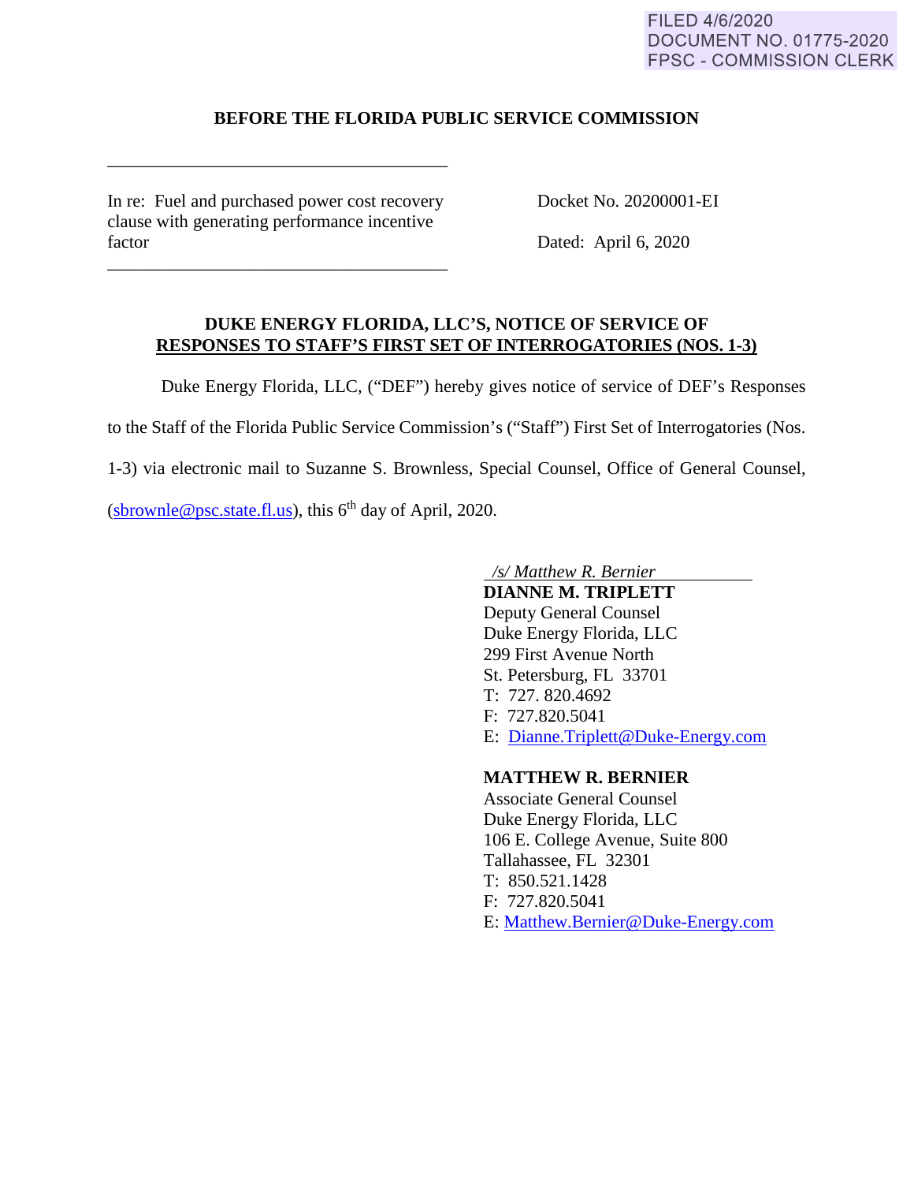FILED 4/6/2020
DOCUMENT NO. 01775-2020
FPSC - COMMISSION CLERK

**BEFORE THE FLORIDA PUBLIC SERVICE COMMISSION**

In re: Fuel and purchased power cost recovery clause with generating performance incentive factor

Docket No. 20200001-EI

Dated: April 6, 2020

**DUKE ENERGY FLORIDA, LLC'S, NOTICE OF SERVICE OF RESPONSES TO STAFF'S FIRST SET OF INTERROGATORIES (NOS. 1-3)**

Duke Energy Florida, LLC, ("DEF") hereby gives notice of service of DEF's Responses to the Staff of the Florida Public Service Commission's ("Staff") First Set of Interrogatories (Nos. 1-3) via electronic mail to Suzanne S. Brownless, Special Counsel, Office of General Counsel, (sbrownle@psc.state.fl.us), this 6th day of April, 2020.

*/s/ Matthew R. Bernier*

**DIANNE M. TRIPLETT**
Deputy General Counsel
Duke Energy Florida, LLC
299 First Avenue North
St. Petersburg, FL 33701
T: 727. 820.4692
F: 727.820.5041
E: Dianne.Triplett@Duke-Energy.com

**MATTHEW R. BERNIER**
Associate General Counsel
Duke Energy Florida, LLC
106 E. College Avenue, Suite 800
Tallahassee, FL 32301
T: 850.521.1428
F: 727.820.5041
E: Matthew.Bernier@Duke-Energy.com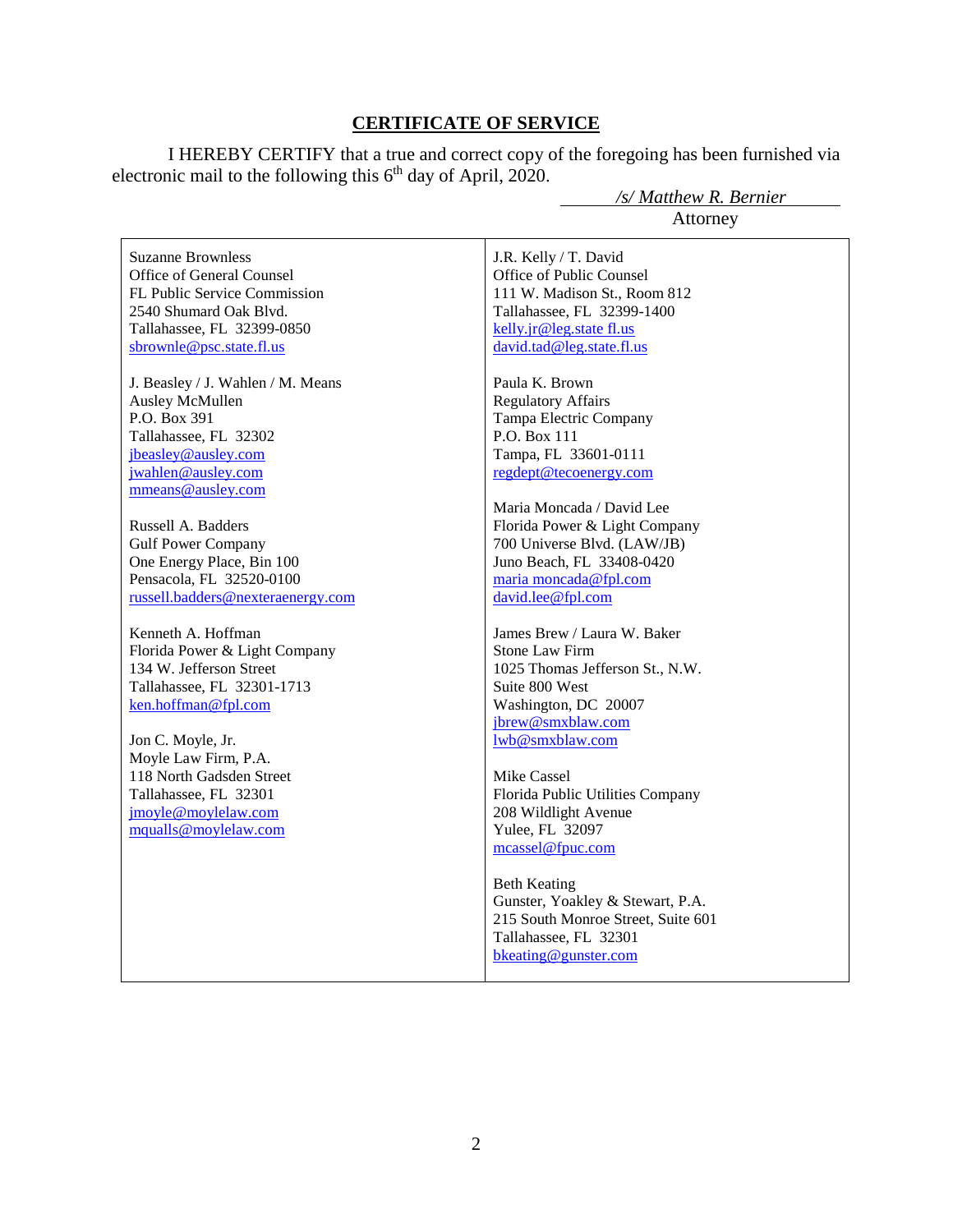## CERTIFICATE OF SERVICE

I HEREBY CERTIFY that a true and correct copy of the foregoing has been furnished via electronic mail to the following this 6th day of April, 2020.

*/s/ Matthew R. Bernier*
Attorney

| | |
|---|---|
| Suzanne Brownless<br>Office of General Counsel<br>FL Public Service Commission<br>2540 Shumard Oak Blvd.<br>Tallahassee, FL 32399-0850<br>sbrownle@psc.state.fl.us<br><br>J. Beasley / J. Wahlen / M. Means<br>Ausley McMullen<br>P.O. Box 391<br>Tallahassee, FL 32302<br>jbeasley@ausley.com<br>jwahlen@ausley.com<br>mmeans@ausley.com<br><br>Russell A. Badders<br>Gulf Power Company<br>One Energy Place, Bin 100<br>Pensacola, FL 32520-0100<br>russell.badders@nexteraenergy.com<br><br>Kenneth A. Hoffman<br>Florida Power & Light Company<br>134 W. Jefferson Street<br>Tallahassee, FL 32301-1713<br>ken.hoffman@fpl.com<br><br>Jon C. Moyle, Jr.<br>Moyle Law Firm, P.A.<br>118 North Gadsden Street<br>Tallahassee, FL 32301<br>jmoyle@moylelaw.com<br>mqualls@moylelaw.com | J.R. Kelly / T. David<br>Office of Public Counsel<br>111 W. Madison St., Room 812<br>Tallahassee, FL 32399-1400<br>kelly.jr@leg.state fl.us<br>david.tad@leg.state.fl.us<br><br>Paula K. Brown<br>Regulatory Affairs<br>Tampa Electric Company<br>P.O. Box 111<br>Tampa, FL 33601-0111<br>regdept@tecoenergy.com<br><br>Maria Moncada / David Lee<br>Florida Power & Light Company<br>700 Universe Blvd. (LAW/JB)<br>Juno Beach, FL 33408-0420<br>maria moncada@fpl.com<br>david.lee@fpl.com<br><br>James Brew / Laura W. Baker<br>Stone Law Firm<br>1025 Thomas Jefferson St., N.W.<br>Suite 800 West<br>Washington, DC 20007<br>jbrew@smxblaw.com<br>lwb@smxblaw.com<br><br>Mike Cassel<br>Florida Public Utilities Company<br>208 Wildlight Avenue<br>Yulee, FL 32097<br>mcassel@fpuc.com<br><br>Beth Keating<br>Gunster, Yoakley & Stewart, P.A.<br>215 South Monroe Street, Suite 601<br>Tallahassee, FL 32301<br>bkeating@gunster.com |